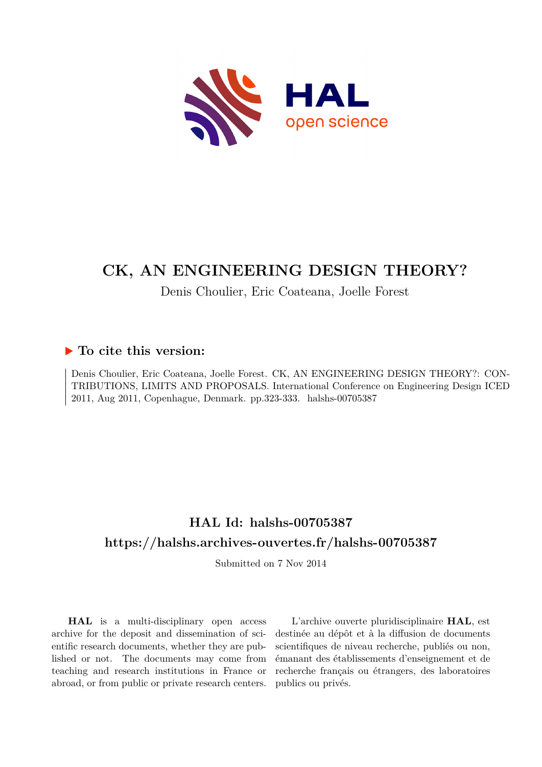# CK, AN ENGINEERING DESIGN THEORY?

Denis Choulier, Eric Coateana, Joelle Forest

## ▶ To cite this version:

Denis Choulier, Eric Coateana, Joelle Forest. CK, AN ENGINEERING DESIGN THEORY?: CONTRIBUTIONS, LIMITS AND PROPOSALS. International Conference on Engineering Design ICED 2011, Aug 2011, Copenhague, Denmark. pp.323-333. halshs-00705387

## HAL Id: halshs-00705387

## https://halshs.archives-ouvertes.fr/halshs-00705387

Submitted on 7 Nov 2014

**HAL** is a multi-disciplinary open access archive for the deposit and dissemination of scientific research documents, whether they are published or not. The documents may come from teaching and research institutions in France or abroad, or from public or private research centers.

L'archive ouverte pluridisciplinaire **HAL**, est destinée au dépôt et à la diffusion de documents scientifiques de niveau recherche, publiés ou non, émanant des établissements d'enseignement et de recherche français ou étrangers, des laboratoires publics ou privés.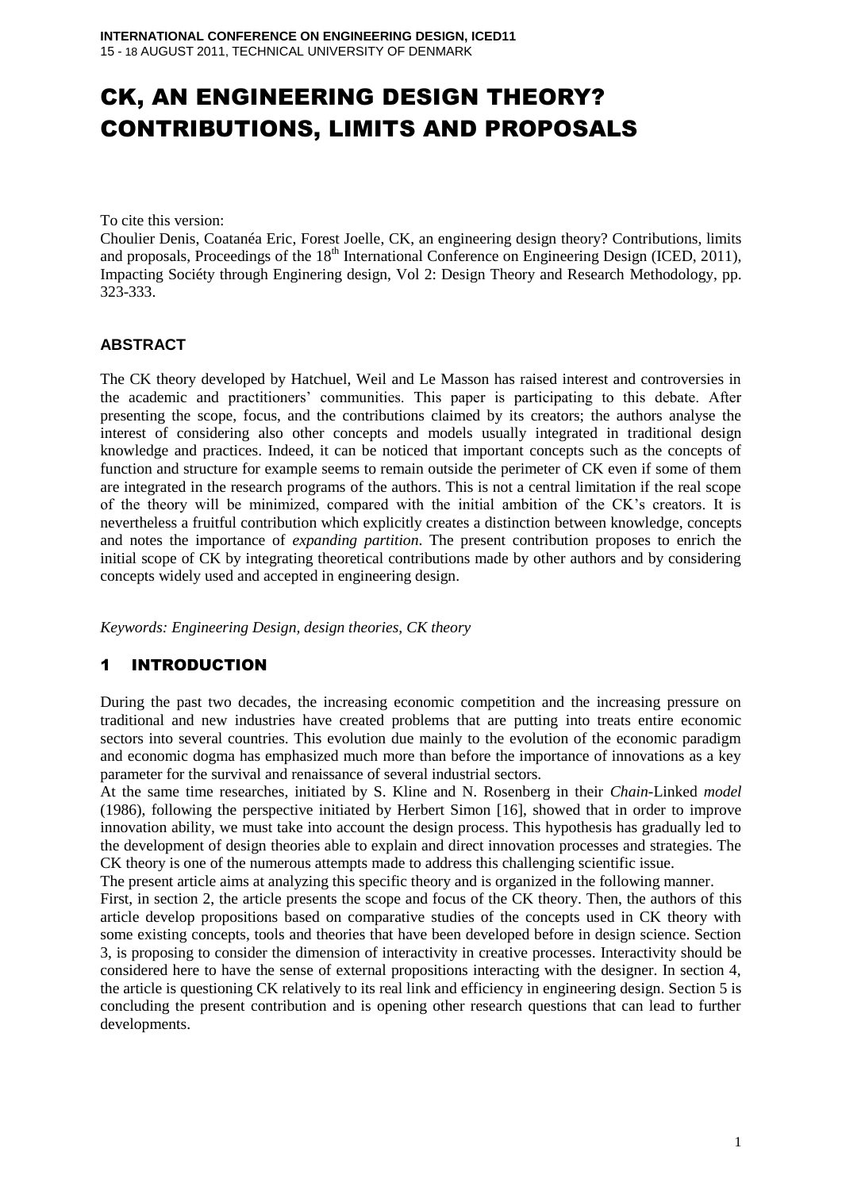# CK, AN ENGINEERING DESIGN THEORY? CONTRIBUTIONS, LIMITS AND PROPOSALS

To cite this version:
Choulier Denis, Coatanéa Eric, Forest Joelle, CK, an engineering design theory? Contributions, limits and proposals, Proceedings of the 18[th] International Conference on Engineering Design (ICED, 2011), Impacting Sociéty through Enginering design, Vol 2: Design Theory and Research Methodology, pp. 323-333.

## ABSTRACT

The CK theory developed by Hatchuel, Weil and Le Masson has raised interest and controversies in the academic and practitioners' communities. This paper is participating to this debate. After presenting the scope, focus, and the contributions claimed by its creators; the authors analyse the interest of considering also other concepts and models usually integrated in traditional design knowledge and practices. Indeed, it can be noticed that important concepts such as the concepts of function and structure for example seems to remain outside the perimeter of CK even if some of them are integrated in the research programs of the authors. This is not a central limitation if the real scope of the theory will be minimized, compared with the initial ambition of the CK's creators. It is nevertheless a fruitful contribution which explicitly creates a distinction between knowledge, concepts and notes the importance of *expanding partition*. The present contribution proposes to enrich the initial scope of CK by integrating theoretical contributions made by other authors and by considering concepts widely used and accepted in engineering design.

*Keywords: Engineering Design, design theories, CK theory*

## 1 INTRODUCTION

During the past two decades, the increasing economic competition and the increasing pressure on traditional and new industries have created problems that are putting into treats entire economic sectors into several countries. This evolution due mainly to the evolution of the economic paradigm and economic dogma has emphasized much more than before the importance of innovations as a key parameter for the survival and renaissance of several industrial sectors.

At the same time researches, initiated by S. Kline and N. Rosenberg in their *Chain*-Linked *model* (1986), following the perspective initiated by Herbert Simon [16], showed that in order to improve innovation ability, we must take into account the design process. This hypothesis has gradually led to the development of design theories able to explain and direct innovation processes and strategies. The CK theory is one of the numerous attempts made to address this challenging scientific issue.

The present article aims at analyzing this specific theory and is organized in the following manner.

First, in section 2, the article presents the scope and focus of the CK theory. Then, the authors of this article develop propositions based on comparative studies of the concepts used in CK theory with some existing concepts, tools and theories that have been developed before in design science. Section 3, is proposing to consider the dimension of interactivity in creative processes. Interactivity should be considered here to have the sense of external propositions interacting with the designer. In section 4, the article is questioning CK relatively to its real link and efficiency in engineering design. Section 5 is concluding the present contribution and is opening other research questions that can lead to further developments.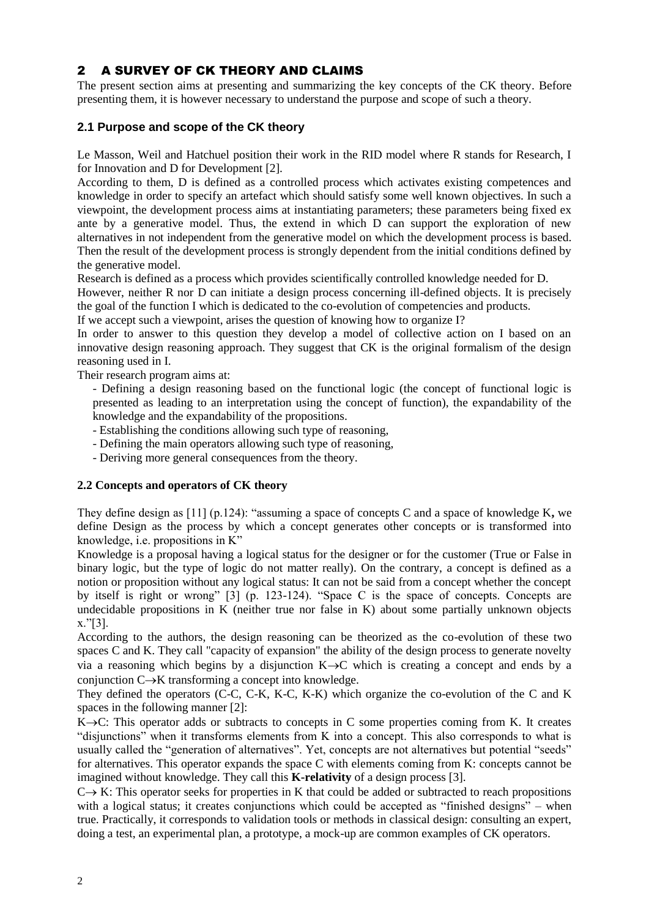## 2 A SURVEY OF CK THEORY AND CLAIMS

The present section aims at presenting and summarizing the key concepts of the CK theory. Before presenting them, it is however necessary to understand the purpose and scope of such a theory.

### 2.1 Purpose and scope of the CK theory

Le Masson, Weil and Hatchuel position their work in the RID model where R stands for Research, I for Innovation and D for Development [2].

According to them, D is defined as a controlled process which activates existing competences and knowledge in order to specify an artefact which should satisfy some well known objectives. In such a viewpoint, the development process aims at instantiating parameters; these parameters being fixed ex ante by a generative model. Thus, the extend in which D can support the exploration of new alternatives in not independent from the generative model on which the development process is based. Then the result of the development process is strongly dependent from the initial conditions defined by the generative model.

Research is defined as a process which provides scientifically controlled knowledge needed for D.

However, neither R nor D can initiate a design process concerning ill-defined objects. It is precisely the goal of the function I which is dedicated to the co-evolution of competencies and products.

If we accept such a viewpoint, arises the question of knowing how to organize I?

In order to answer to this question they develop a model of collective action on I based on an innovative design reasoning approach. They suggest that CK is the original formalism of the design reasoning used in I.

Their research program aims at:

- Defining a design reasoning based on the functional logic (the concept of functional logic is presented as leading to an interpretation using the concept of function), the expandability of the knowledge and the expandability of the propositions.
- Establishing the conditions allowing such type of reasoning,
- Defining the main operators allowing such type of reasoning,
- Deriving more general consequences from the theory.

### 2.2 Concepts and operators of CK theory

They define design as [11] (p.124): "assuming a space of concepts C and a space of knowledge K**,** we define Design as the process by which a concept generates other concepts or is transformed into knowledge, i.e. propositions in K"

Knowledge is a proposal having a logical status for the designer or for the customer (True or False in binary logic, but the type of logic do not matter really). On the contrary, a concept is defined as a notion or proposition without any logical status: It can not be said from a concept whether the concept by itself is right or wrong" [3] (p. 123-124). "Space C is the space of concepts. Concepts are undecidable propositions in K (neither true nor false in K) about some partially unknown objects x."[3].

According to the authors, the design reasoning can be theorized as the co-evolution of these two spaces C and K. They call "capacity of expansion" the ability of the design process to generate novelty via a reasoning which begins by a disjunction $K \rightarrow C$ which is creating a concept and ends by a conjunction $C \rightarrow K$ transforming a concept into knowledge.

They defined the operators (C-C, C-K, K-C, K-K) which organize the co-evolution of the C and K spaces in the following manner [2]:

$K \rightarrow C$: This operator adds or subtracts to concepts in C some properties coming from K. It creates "disjunctions" when it transforms elements from K into a concept. This also corresponds to what is usually called the "generation of alternatives". Yet, concepts are not alternatives but potential "seeds" for alternatives. This operator expands the space C with elements coming from K: concepts cannot be imagined without knowledge. They call this **K-relativity** of a design process [3].

$C \rightarrow K$: This operator seeks for properties in K that could be added or subtracted to reach propositions with a logical status; it creates conjunctions which could be accepted as "finished designs" – when true. Practically, it corresponds to validation tools or methods in classical design: consulting an expert, doing a test, an experimental plan, a prototype, a mock-up are common examples of CK operators.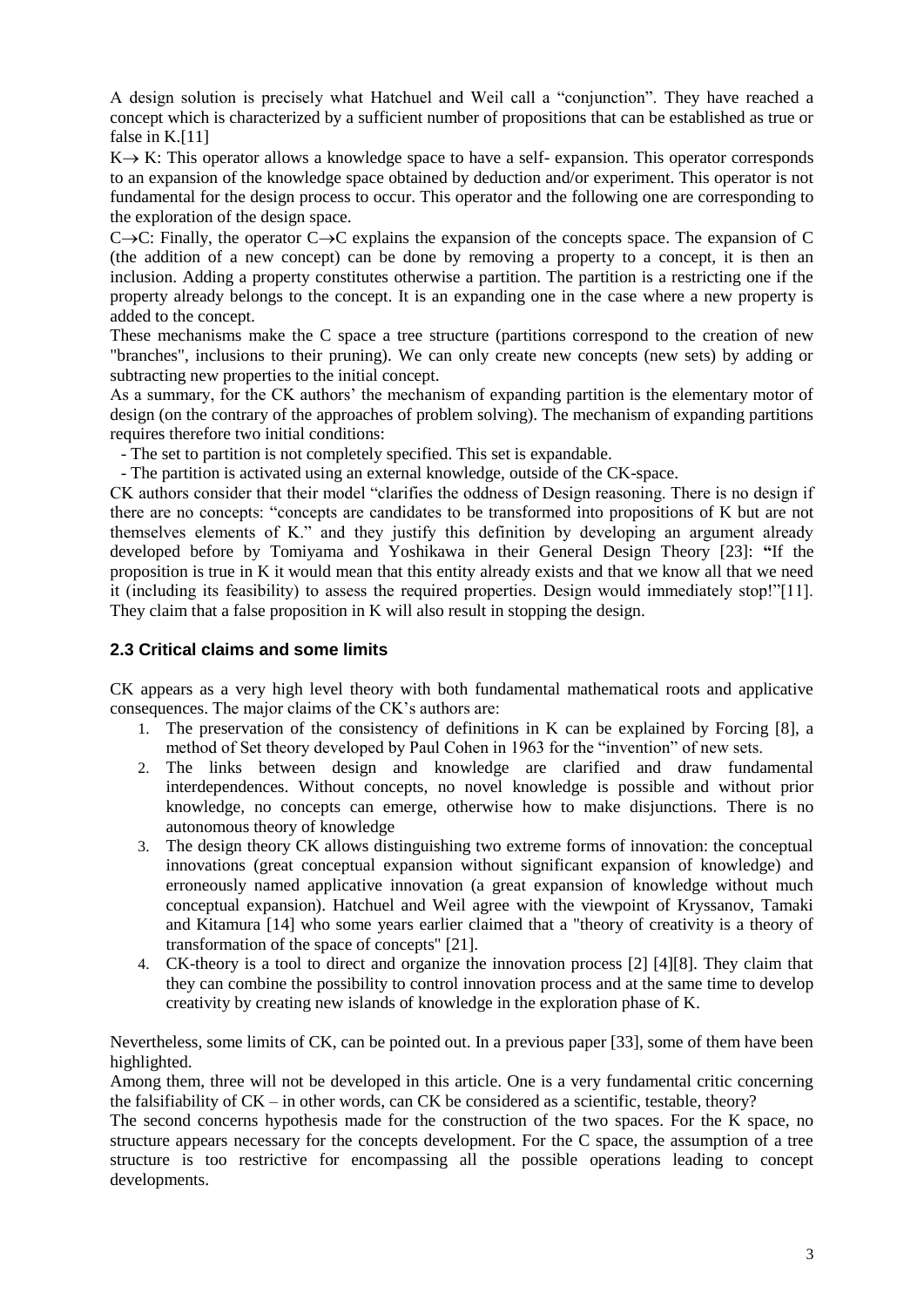A design solution is precisely what Hatchuel and Weil call a "conjunction". They have reached a concept which is characterized by a sufficient number of propositions that can be established as true or false in K.[11]

$K \rightarrow K$: This operator allows a knowledge space to have a self- expansion. This operator corresponds to an expansion of the knowledge space obtained by deduction and/or experiment. This operator is not fundamental for the design process to occur. This operator and the following one are corresponding to the exploration of the design space.

$C \rightarrow C$: Finally, the operator $C \rightarrow C$ explains the expansion of the concepts space. The expansion of C (the addition of a new concept) can be done by removing a property to a concept, it is then an inclusion. Adding a property constitutes otherwise a partition. The partition is a restricting one if the property already belongs to the concept. It is an expanding one in the case where a new property is added to the concept.

These mechanisms make the C space a tree structure (partitions correspond to the creation of new "branches", inclusions to their pruning). We can only create new concepts (new sets) by adding or subtracting new properties to the initial concept.

As a summary, for the CK authors' the mechanism of expanding partition is the elementary motor of design (on the contrary of the approaches of problem solving). The mechanism of expanding partitions requires therefore two initial conditions:

- The set to partition is not completely specified. This set is expandable.
- The partition is activated using an external knowledge, outside of the CK-space.

CK authors consider that their model "clarifies the oddness of Design reasoning. There is no design if there are no concepts: "concepts are candidates to be transformed into propositions of K but are not themselves elements of K." and they justify this definition by developing an argument already developed before by Tomiyama and Yoshikawa in their General Design Theory [23]: **"**If the proposition is true in K it would mean that this entity already exists and that we know all that we need it (including its feasibility) to assess the required properties. Design would immediately stop!"[11]. They claim that a false proposition in K will also result in stopping the design.

## 2.3 Critical claims and some limits

CK appears as a very high level theory with both fundamental mathematical roots and applicative consequences. The major claims of the CK's authors are:

1. The preservation of the consistency of definitions in K can be explained by Forcing [8], a method of Set theory developed by Paul Cohen in 1963 for the "invention" of new sets.
2. The links between design and knowledge are clarified and draw fundamental interdependences. Without concepts, no novel knowledge is possible and without prior knowledge, no concepts can emerge, otherwise how to make disjunctions. There is no autonomous theory of knowledge
3. The design theory CK allows distinguishing two extreme forms of innovation: the conceptual innovations (great conceptual expansion without significant expansion of knowledge) and erroneously named applicative innovation (a great expansion of knowledge without much conceptual expansion). Hatchuel and Weil agree with the viewpoint of Kryssanov, Tamaki and Kitamura [14] who some years earlier claimed that a "theory of creativity is a theory of transformation of the space of concepts" [21].
4. CK-theory is a tool to direct and organize the innovation process [2] [4][8]. They claim that they can combine the possibility to control innovation process and at the same time to develop creativity by creating new islands of knowledge in the exploration phase of K.

Nevertheless, some limits of CK, can be pointed out. In a previous paper [33], some of them have been highlighted.

Among them, three will not be developed in this article. One is a very fundamental critic concerning the falsifiability of CK – in other words, can CK be considered as a scientific, testable, theory?

The second concerns hypothesis made for the construction of the two spaces. For the K space, no structure appears necessary for the concepts development. For the C space, the assumption of a tree structure is too restrictive for encompassing all the possible operations leading to concept developments.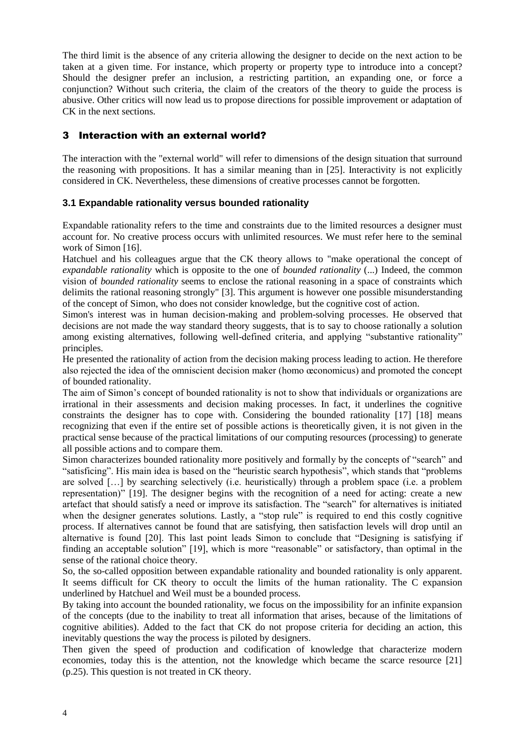The third limit is the absence of any criteria allowing the designer to decide on the next action to be taken at a given time. For instance, which property or property type to introduce into a concept? Should the designer prefer an inclusion, a restricting partition, an expanding one, or force a conjunction? Without such criteria, the claim of the creators of the theory to guide the process is abusive. Other critics will now lead us to propose directions for possible improvement or adaptation of CK in the next sections.

## 3 Interaction with an external world?

The interaction with the "external world" will refer to dimensions of the design situation that surround the reasoning with propositions. It has a similar meaning than in [25]. Interactivity is not explicitly considered in CK. Nevertheless, these dimensions of creative processes cannot be forgotten.

### 3.1 Expandable rationality versus bounded rationality

Expandable rationality refers to the time and constraints due to the limited resources a designer must account for. No creative process occurs with unlimited resources. We must refer here to the seminal work of Simon [16].

Hatchuel and his colleagues argue that the CK theory allows to "make operational the concept of *expandable rationality* which is opposite to the one of *bounded rationality* (...) Indeed, the common vision of *bounded rationality* seems to enclose the rational reasoning in a space of constraints which delimits the rational reasoning strongly" [3]. This argument is however one possible misunderstanding of the concept of Simon, who does not consider knowledge, but the cognitive cost of action.

Simon's interest was in human decision-making and problem-solving processes. He observed that decisions are not made the way standard theory suggests, that is to say to choose rationally a solution among existing alternatives, following well-defined criteria, and applying "substantive rationality" principles.

He presented the rationality of action from the decision making process leading to action. He therefore also rejected the idea of the omniscient decision maker (homo œconomicus) and promoted the concept of bounded rationality.

The aim of Simon's concept of bounded rationality is not to show that individuals or organizations are irrational in their assessments and decision making processes. In fact, it underlines the cognitive constraints the designer has to cope with. Considering the bounded rationality [17] [18] means recognizing that even if the entire set of possible actions is theoretically given, it is not given in the practical sense because of the practical limitations of our computing resources (processing) to generate all possible actions and to compare them.

Simon characterizes bounded rationality more positively and formally by the concepts of "search" and "satisficing". His main idea is based on the "heuristic search hypothesis", which stands that "problems are solved […] by searching selectively (i.e. heuristically) through a problem space (i.e. a problem representation)" [19]. The designer begins with the recognition of a need for acting: create a new artefact that should satisfy a need or improve its satisfaction. The "search" for alternatives is initiated when the designer generates solutions. Lastly, a "stop rule" is required to end this costly cognitive process. If alternatives cannot be found that are satisfying, then satisfaction levels will drop until an alternative is found [20]. This last point leads Simon to conclude that "Designing is satisfying if finding an acceptable solution" [19], which is more "reasonable" or satisfactory, than optimal in the sense of the rational choice theory.

So, the so-called opposition between expandable rationality and bounded rationality is only apparent. It seems difficult for CK theory to occult the limits of the human rationality. The C expansion underlined by Hatchuel and Weil must be a bounded process.

By taking into account the bounded rationality, we focus on the impossibility for an infinite expansion of the concepts (due to the inability to treat all information that arises, because of the limitations of cognitive abilities). Added to the fact that CK do not propose criteria for deciding an action, this inevitably questions the way the process is piloted by designers.

Then given the speed of production and codification of knowledge that characterize modern economies, today this is the attention, not the knowledge which became the scarce resource [21] (p.25). This question is not treated in CK theory.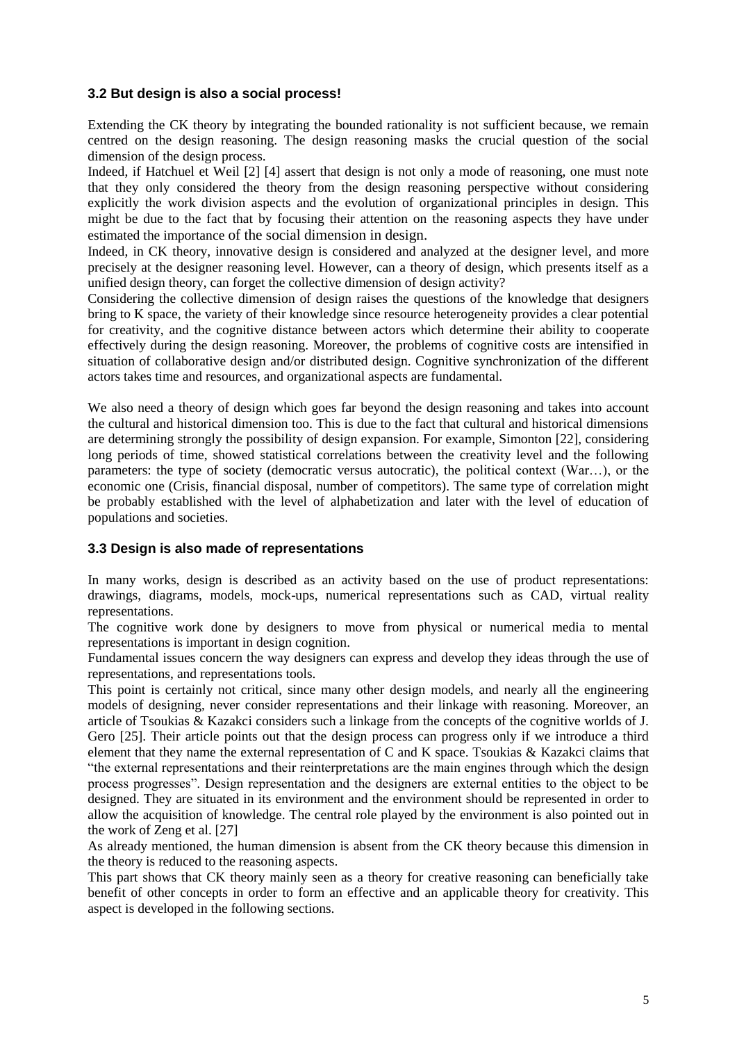### 3.2 But design is also a social process!

Extending the CK theory by integrating the bounded rationality is not sufficient because, we remain centred on the design reasoning. The design reasoning masks the crucial question of the social dimension of the design process.

Indeed, if Hatchuel et Weil [2] [4] assert that design is not only a mode of reasoning, one must note that they only considered the theory from the design reasoning perspective without considering explicitly the work division aspects and the evolution of organizational principles in design. This might be due to the fact that by focusing their attention on the reasoning aspects they have under estimated the importance of the social dimension in design.

Indeed, in CK theory, innovative design is considered and analyzed at the designer level, and more precisely at the designer reasoning level. However, can a theory of design, which presents itself as a unified design theory, can forget the collective dimension of design activity?

Considering the collective dimension of design raises the questions of the knowledge that designers bring to K space, the variety of their knowledge since resource heterogeneity provides a clear potential for creativity, and the cognitive distance between actors which determine their ability to cooperate effectively during the design reasoning. Moreover, the problems of cognitive costs are intensified in situation of collaborative design and/or distributed design. Cognitive synchronization of the different actors takes time and resources, and organizational aspects are fundamental.

We also need a theory of design which goes far beyond the design reasoning and takes into account the cultural and historical dimension too. This is due to the fact that cultural and historical dimensions are determining strongly the possibility of design expansion. For example, Simonton [22], considering long periods of time, showed statistical correlations between the creativity level and the following parameters: the type of society (democratic versus autocratic), the political context (War…), or the economic one (Crisis, financial disposal, number of competitors). The same type of correlation might be probably established with the level of alphabetization and later with the level of education of populations and societies.

### 3.3 Design is also made of representations

In many works, design is described as an activity based on the use of product representations: drawings, diagrams, models, mock-ups, numerical representations such as CAD, virtual reality representations.

The cognitive work done by designers to move from physical or numerical media to mental representations is important in design cognition.

Fundamental issues concern the way designers can express and develop they ideas through the use of representations, and representations tools.

This point is certainly not critical, since many other design models, and nearly all the engineering models of designing, never consider representations and their linkage with reasoning. Moreover, an article of Tsoukias & Kazakci considers such a linkage from the concepts of the cognitive worlds of J. Gero [25]. Their article points out that the design process can progress only if we introduce a third element that they name the external representation of C and K space. Tsoukias & Kazakci claims that "the external representations and their reinterpretations are the main engines through which the design process progresses". Design representation and the designers are external entities to the object to be designed. They are situated in its environment and the environment should be represented in order to allow the acquisition of knowledge. The central role played by the environment is also pointed out in the work of Zeng et al. [27]

As already mentioned, the human dimension is absent from the CK theory because this dimension in the theory is reduced to the reasoning aspects.

This part shows that CK theory mainly seen as a theory for creative reasoning can beneficially take benefit of other concepts in order to form an effective and an applicable theory for creativity. This aspect is developed in the following sections.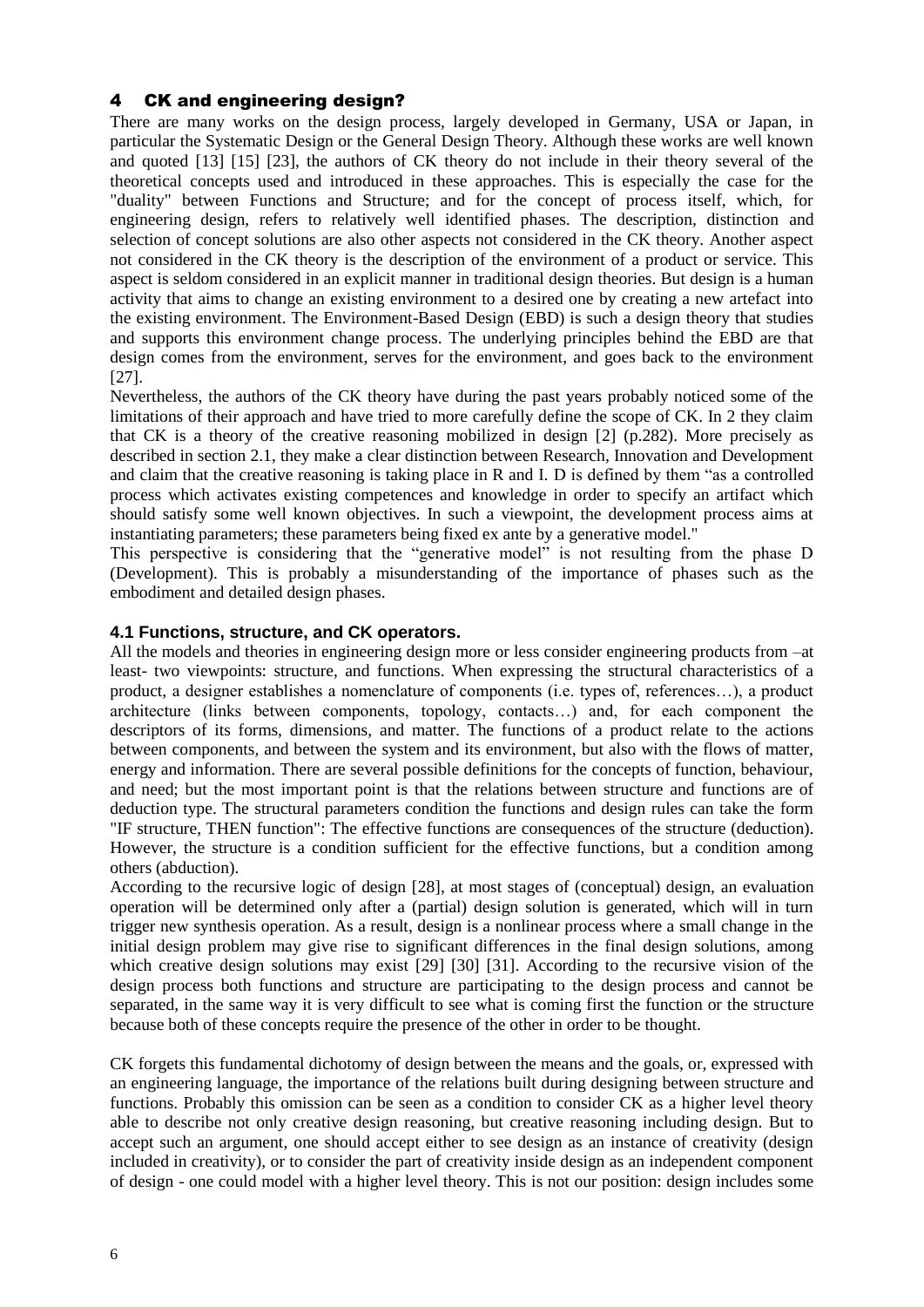## 4 CK and engineering design?

There are many works on the design process, largely developed in Germany, USA or Japan, in particular the Systematic Design or the General Design Theory. Although these works are well known and quoted [13] [15] [23], the authors of CK theory do not include in their theory several of the theoretical concepts used and introduced in these approaches. This is especially the case for the "duality" between Functions and Structure; and for the concept of process itself, which, for engineering design, refers to relatively well identified phases. The description, distinction and selection of concept solutions are also other aspects not considered in the CK theory. Another aspect not considered in the CK theory is the description of the environment of a product or service. This aspect is seldom considered in an explicit manner in traditional design theories. But design is a human activity that aims to change an existing environment to a desired one by creating a new artefact into the existing environment. The Environment-Based Design (EBD) is such a design theory that studies and supports this environment change process. The underlying principles behind the EBD are that design comes from the environment, serves for the environment, and goes back to the environment [27].

Nevertheless, the authors of the CK theory have during the past years probably noticed some of the limitations of their approach and have tried to more carefully define the scope of CK. In 2 they claim that CK is a theory of the creative reasoning mobilized in design [2] (p.282). More precisely as described in section 2.1, they make a clear distinction between Research, Innovation and Development and claim that the creative reasoning is taking place in R and I. D is defined by them "as a controlled process which activates existing competences and knowledge in order to specify an artifact which should satisfy some well known objectives. In such a viewpoint, the development process aims at instantiating parameters; these parameters being fixed ex ante by a generative model."

This perspective is considering that the "generative model" is not resulting from the phase D (Development). This is probably a misunderstanding of the importance of phases such as the embodiment and detailed design phases.

### 4.1 Functions, structure, and CK operators.

All the models and theories in engineering design more or less consider engineering products from –at least- two viewpoints: structure, and functions. When expressing the structural characteristics of a product, a designer establishes a nomenclature of components (i.e. types of, references…), a product architecture (links between components, topology, contacts…) and, for each component the descriptors of its forms, dimensions, and matter. The functions of a product relate to the actions between components, and between the system and its environment, but also with the flows of matter, energy and information. There are several possible definitions for the concepts of function, behaviour, and need; but the most important point is that the relations between structure and functions are of deduction type. The structural parameters condition the functions and design rules can take the form "IF structure, THEN function": The effective functions are consequences of the structure (deduction). However, the structure is a condition sufficient for the effective functions, but a condition among others (abduction).

According to the recursive logic of design [28], at most stages of (conceptual) design, an evaluation operation will be determined only after a (partial) design solution is generated, which will in turn trigger new synthesis operation. As a result, design is a nonlinear process where a small change in the initial design problem may give rise to significant differences in the final design solutions, among which creative design solutions may exist [29] [30] [31]. According to the recursive vision of the design process both functions and structure are participating to the design process and cannot be separated, in the same way it is very difficult to see what is coming first the function or the structure because both of these concepts require the presence of the other in order to be thought.

CK forgets this fundamental dichotomy of design between the means and the goals, or, expressed with an engineering language, the importance of the relations built during designing between structure and functions. Probably this omission can be seen as a condition to consider CK as a higher level theory able to describe not only creative design reasoning, but creative reasoning including design. But to accept such an argument, one should accept either to see design as an instance of creativity (design included in creativity), or to consider the part of creativity inside design as an independent component of design - one could model with a higher level theory. This is not our position: design includes some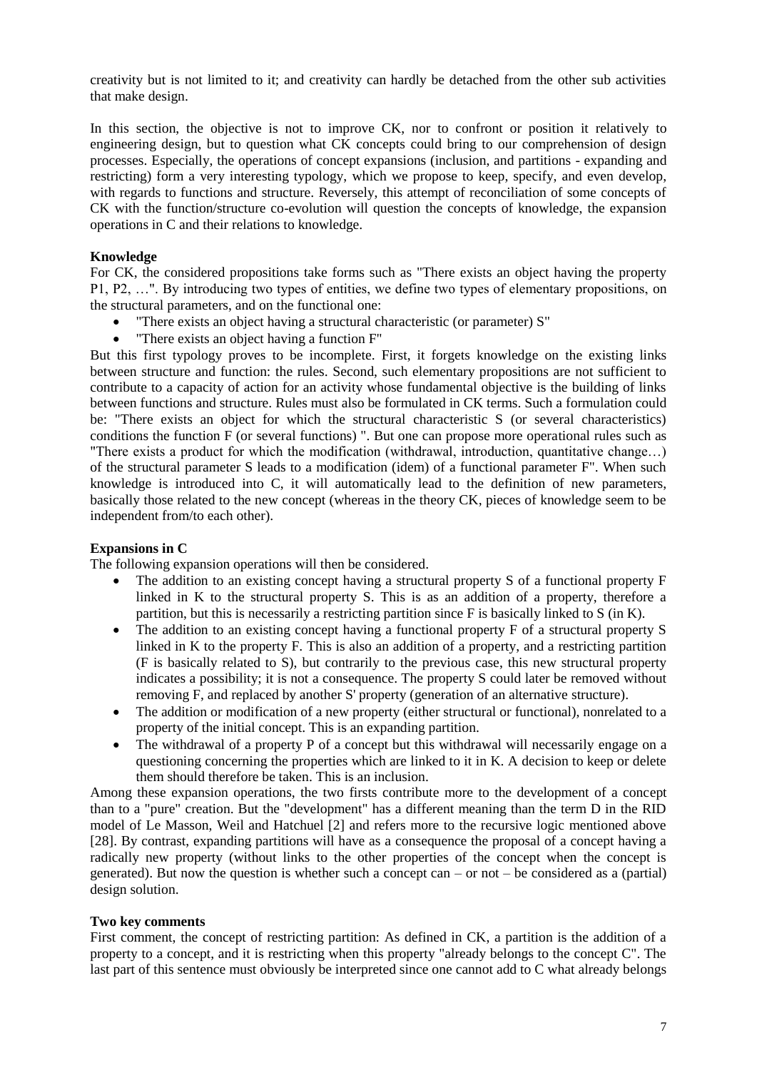creativity but is not limited to it; and creativity can hardly be detached from the other sub activities that make design.

In this section, the objective is not to improve CK, nor to confront or position it relatively to engineering design, but to question what CK concepts could bring to our comprehension of design processes. Especially, the operations of concept expansions (inclusion, and partitions - expanding and restricting) form a very interesting typology, which we propose to keep, specify, and even develop, with regards to functions and structure. Reversely, this attempt of reconciliation of some concepts of CK with the function/structure co-evolution will question the concepts of knowledge, the expansion operations in C and their relations to knowledge.

**Knowledge**

For CK, the considered propositions take forms such as "There exists an object having the property P1, P2, …". By introducing two types of entities, we define two types of elementary propositions, on the structural parameters, and on the functional one:

- "There exists an object having a structural characteristic (or parameter) S"
- "There exists an object having a function F"

But this first typology proves to be incomplete. First, it forgets knowledge on the existing links between structure and function: the rules. Second, such elementary propositions are not sufficient to contribute to a capacity of action for an activity whose fundamental objective is the building of links between functions and structure. Rules must also be formulated in CK terms. Such a formulation could be: "There exists an object for which the structural characteristic S (or several characteristics) conditions the function F (or several functions) ". But one can propose more operational rules such as "There exists a product for which the modification (withdrawal, introduction, quantitative change…) of the structural parameter S leads to a modification (idem) of a functional parameter F". When such knowledge is introduced into C, it will automatically lead to the definition of new parameters, basically those related to the new concept (whereas in the theory CK, pieces of knowledge seem to be independent from/to each other).

**Expansions in C**

The following expansion operations will then be considered.

- The addition to an existing concept having a structural property S of a functional property F linked in K to the structural property S. This is as an addition of a property, therefore a partition, but this is necessarily a restricting partition since F is basically linked to S (in K).
- The addition to an existing concept having a functional property F of a structural property S linked in K to the property F. This is also an addition of a property, and a restricting partition (F is basically related to S), but contrarily to the previous case, this new structural property indicates a possibility; it is not a consequence. The property S could later be removed without removing F, and replaced by another S' property (generation of an alternative structure).
- The addition or modification of a new property (either structural or functional), nonrelated to a property of the initial concept. This is an expanding partition.
- The withdrawal of a property P of a concept but this withdrawal will necessarily engage on a questioning concerning the properties which are linked to it in K. A decision to keep or delete them should therefore be taken. This is an inclusion.

Among these expansion operations, the two firsts contribute more to the development of a concept than to a "pure" creation. But the "development" has a different meaning than the term D in the RID model of Le Masson, Weil and Hatchuel [2] and refers more to the recursive logic mentioned above [28]. By contrast, expanding partitions will have as a consequence the proposal of a concept having a radically new property (without links to the other properties of the concept when the concept is generated). But now the question is whether such a concept can – or not – be considered as a (partial) design solution.

**Two key comments**

First comment, the concept of restricting partition: As defined in CK, a partition is the addition of a property to a concept, and it is restricting when this property "already belongs to the concept C". The last part of this sentence must obviously be interpreted since one cannot add to C what already belongs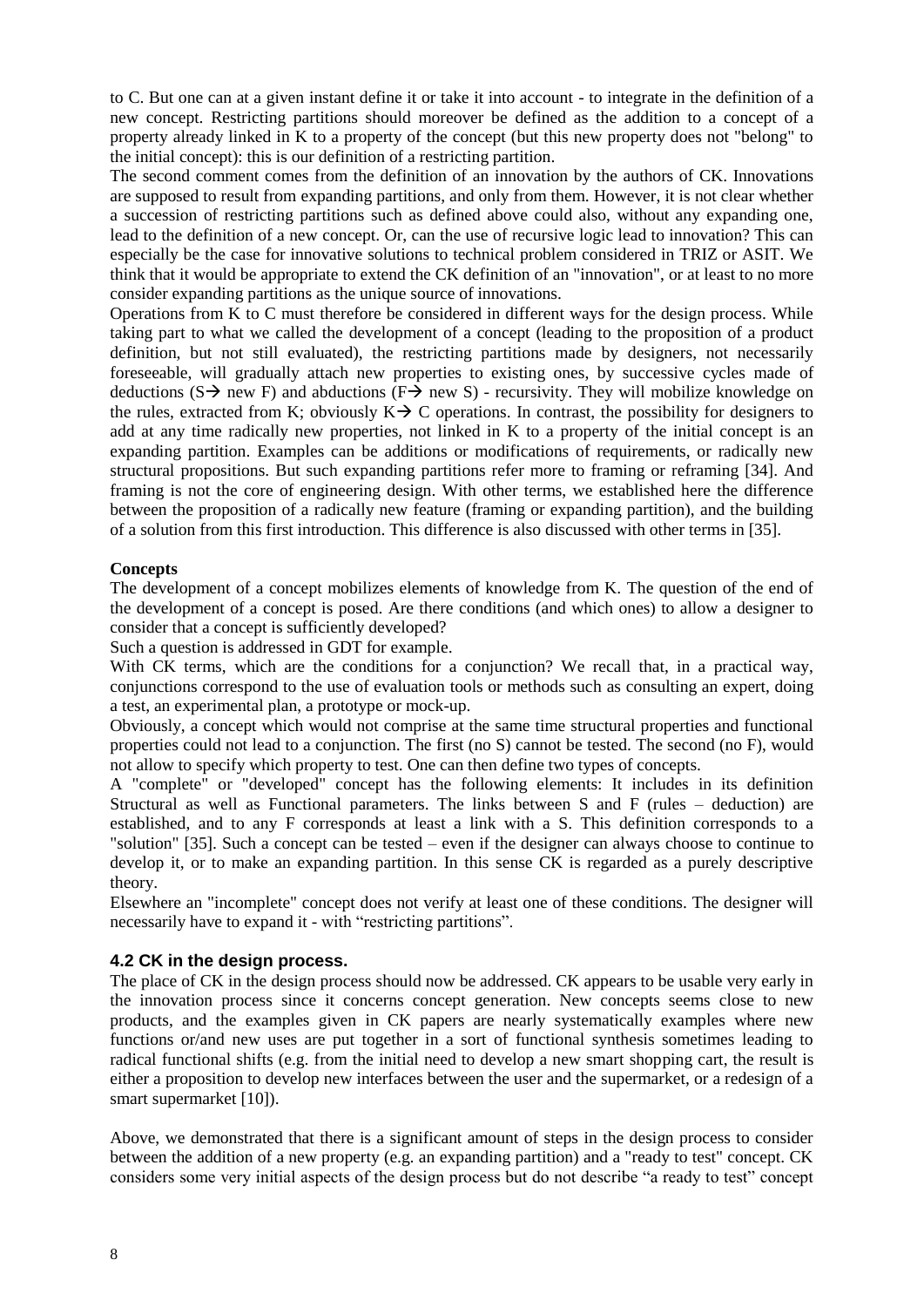to C. But one can at a given instant define it or take it into account - to integrate in the definition of a new concept. Restricting partitions should moreover be defined as the addition to a concept of a property already linked in K to a property of the concept (but this new property does not "belong" to the initial concept): this is our definition of a restricting partition.

The second comment comes from the definition of an innovation by the authors of CK. Innovations are supposed to result from expanding partitions, and only from them. However, it is not clear whether a succession of restricting partitions such as defined above could also, without any expanding one, lead to the definition of a new concept. Or, can the use of recursive logic lead to innovation? This can especially be the case for innovative solutions to technical problem considered in TRIZ or ASIT. We think that it would be appropriate to extend the CK definition of an "innovation", or at least to no more consider expanding partitions as the unique source of innovations.

Operations from K to C must therefore be considered in different ways for the design process. While taking part to what we called the development of a concept (leading to the proposition of a product definition, but not still evaluated), the restricting partitions made by designers, not necessarily foreseeable, will gradually attach new properties to existing ones, by successive cycles made of deductions (S→ new F) and abductions (F→ new S) - recursivity. They will mobilize knowledge on the rules, extracted from K; obviously K→ C operations. In contrast, the possibility for designers to add at any time radically new properties, not linked in K to a property of the initial concept is an expanding partition. Examples can be additions or modifications of requirements, or radically new structural propositions. But such expanding partitions refer more to framing or reframing [34]. And framing is not the core of engineering design. With other terms, we established here the difference between the proposition of a radically new feature (framing or expanding partition), and the building of a solution from this first introduction. This difference is also discussed with other terms in [35].

**Concepts**

The development of a concept mobilizes elements of knowledge from K. The question of the end of the development of a concept is posed. Are there conditions (and which ones) to allow a designer to consider that a concept is sufficiently developed?

Such a question is addressed in GDT for example.

With CK terms, which are the conditions for a conjunction? We recall that, in a practical way, conjunctions correspond to the use of evaluation tools or methods such as consulting an expert, doing a test, an experimental plan, a prototype or mock-up.

Obviously, a concept which would not comprise at the same time structural properties and functional properties could not lead to a conjunction. The first (no S) cannot be tested. The second (no F), would not allow to specify which property to test. One can then define two types of concepts.

A "complete" or "developed" concept has the following elements: It includes in its definition Structural as well as Functional parameters. The links between S and F (rules – deduction) are established, and to any F corresponds at least a link with a S. This definition corresponds to a "solution" [35]. Such a concept can be tested – even if the designer can always choose to continue to develop it, or to make an expanding partition. In this sense CK is regarded as a purely descriptive theory.

Elsewhere an "incomplete" concept does not verify at least one of these conditions. The designer will necessarily have to expand it - with "restricting partitions".

### 4.2 CK in the design process.

The place of CK in the design process should now be addressed. CK appears to be usable very early in the innovation process since it concerns concept generation. New concepts seems close to new products, and the examples given in CK papers are nearly systematically examples where new functions or/and new uses are put together in a sort of functional synthesis sometimes leading to radical functional shifts (e.g. from the initial need to develop a new smart shopping cart, the result is either a proposition to develop new interfaces between the user and the supermarket, or a redesign of a smart supermarket [10]).

Above, we demonstrated that there is a significant amount of steps in the design process to consider between the addition of a new property (e.g. an expanding partition) and a "ready to test" concept. CK considers some very initial aspects of the design process but do not describe "a ready to test" concept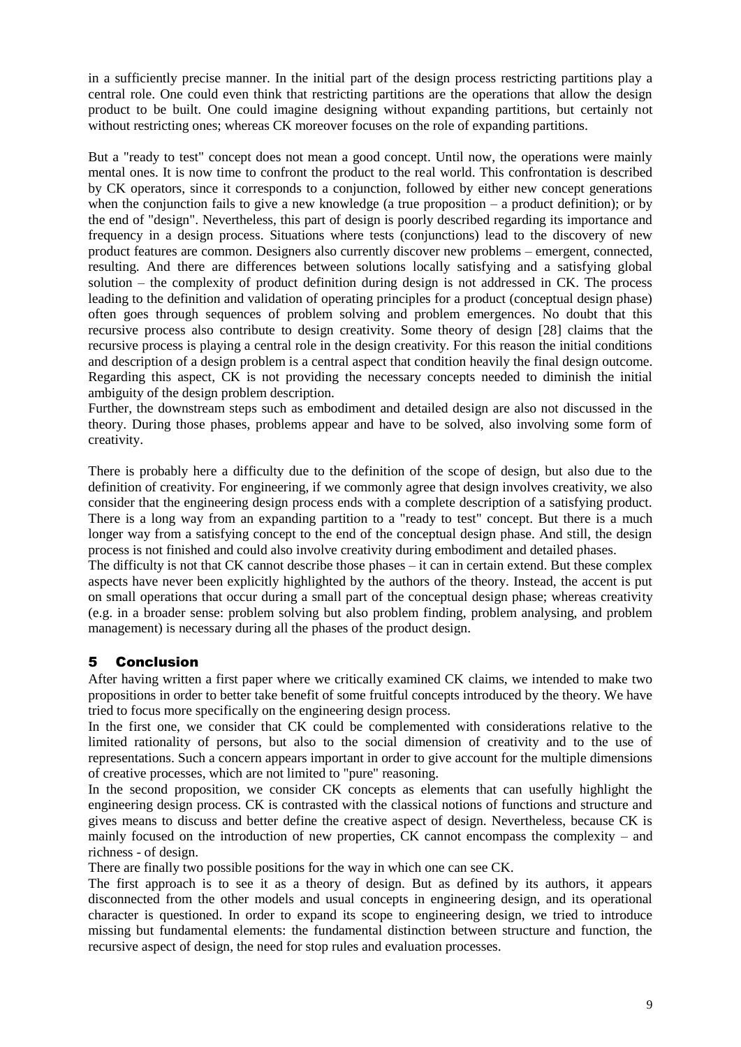in a sufficiently precise manner. In the initial part of the design process restricting partitions play a central role. One could even think that restricting partitions are the operations that allow the design product to be built. One could imagine designing without expanding partitions, but certainly not without restricting ones; whereas CK moreover focuses on the role of expanding partitions.

But a "ready to test" concept does not mean a good concept. Until now, the operations were mainly mental ones. It is now time to confront the product to the real world. This confrontation is described by CK operators, since it corresponds to a conjunction, followed by either new concept generations when the conjunction fails to give a new knowledge (a true proposition – a product definition); or by the end of "design". Nevertheless, this part of design is poorly described regarding its importance and frequency in a design process. Situations where tests (conjunctions) lead to the discovery of new product features are common. Designers also currently discover new problems – emergent, connected, resulting. And there are differences between solutions locally satisfying and a satisfying global solution – the complexity of product definition during design is not addressed in CK. The process leading to the definition and validation of operating principles for a product (conceptual design phase) often goes through sequences of problem solving and problem emergences. No doubt that this recursive process also contribute to design creativity. Some theory of design [28] claims that the recursive process is playing a central role in the design creativity. For this reason the initial conditions and description of a design problem is a central aspect that condition heavily the final design outcome. Regarding this aspect, CK is not providing the necessary concepts needed to diminish the initial ambiguity of the design problem description.

Further, the downstream steps such as embodiment and detailed design are also not discussed in the theory. During those phases, problems appear and have to be solved, also involving some form of creativity.

There is probably here a difficulty due to the definition of the scope of design, but also due to the definition of creativity. For engineering, if we commonly agree that design involves creativity, we also consider that the engineering design process ends with a complete description of a satisfying product. There is a long way from an expanding partition to a "ready to test" concept. But there is a much longer way from a satisfying concept to the end of the conceptual design phase. And still, the design process is not finished and could also involve creativity during embodiment and detailed phases.

The difficulty is not that CK cannot describe those phases – it can in certain extend. But these complex aspects have never been explicitly highlighted by the authors of the theory. Instead, the accent is put on small operations that occur during a small part of the conceptual design phase; whereas creativity (e.g. in a broader sense: problem solving but also problem finding, problem analysing, and problem management) is necessary during all the phases of the product design.

## 5 Conclusion

After having written a first paper where we critically examined CK claims, we intended to make two propositions in order to better take benefit of some fruitful concepts introduced by the theory. We have tried to focus more specifically on the engineering design process.

In the first one, we consider that CK could be complemented with considerations relative to the limited rationality of persons, but also to the social dimension of creativity and to the use of representations. Such a concern appears important in order to give account for the multiple dimensions of creative processes, which are not limited to "pure" reasoning.

In the second proposition, we consider CK concepts as elements that can usefully highlight the engineering design process. CK is contrasted with the classical notions of functions and structure and gives means to discuss and better define the creative aspect of design. Nevertheless, because CK is mainly focused on the introduction of new properties, CK cannot encompass the complexity – and richness - of design.

There are finally two possible positions for the way in which one can see CK.

The first approach is to see it as a theory of design. But as defined by its authors, it appears disconnected from the other models and usual concepts in engineering design, and its operational character is questioned. In order to expand its scope to engineering design, we tried to introduce missing but fundamental elements: the fundamental distinction between structure and function, the recursive aspect of design, the need for stop rules and evaluation processes.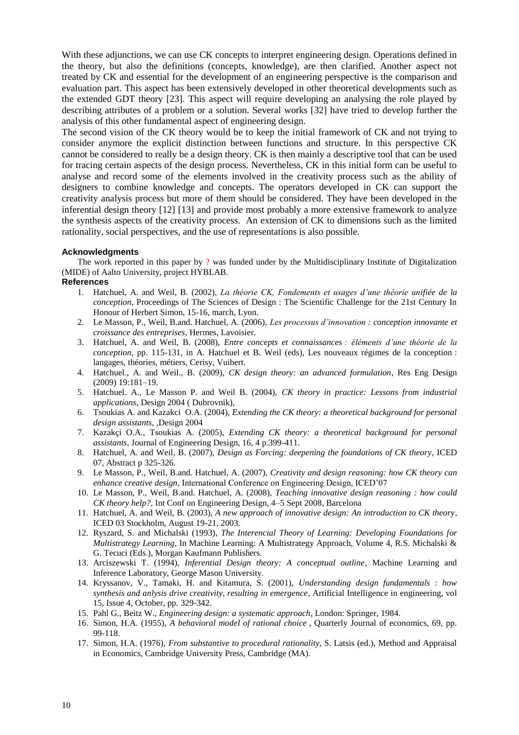With these adjunctions, we can use CK concepts to interpret engineering design. Operations defined in the theory, but also the definitions (concepts, knowledge), are then clarified. Another aspect not treated by CK and essential for the development of an engineering perspective is the comparison and evaluation part. This aspect has been extensively developed in other theoretical developments such as the extended GDT theory [23]. This aspect will require developing an analysing the role played by describing attributes of a problem or a solution. Several works [32] have tried to develop further the analysis of this other fundamental aspect of engineering design.

The second vision of the CK theory would be to keep the initial framework of CK and not trying to consider anymore the explicit distinction between functions and structure. In this perspective CK cannot be considered to really be a design theory. CK is then mainly a descriptive tool that can be used for tracing certain aspects of the design process. Nevertheless, CK in this initial form can be useful to analyse and record some of the elements involved in the creativity process such as the ability of designers to combine knowledge and concepts. The operators developed in CK can support the creativity analysis process but more of them should be considered. They have been developed in the inferential design theory [12] [13] and provide most probably a more extensive framework to analyze the synthesis aspects of the creativity process. An extension of CK to dimensions such as the limited rationality, social perspectives, and the use of representations is also possible.

#### Acknowledgments

The work reported in this paper by ? was funded under by the Multidisciplinary Institute of Digitalization (MIDE) of Aalto University, project HYBLAB.

#### References

1. Hatchuel, A. and Weil, B. (2002), *La théorie CK, Fondements et usages d'une théorie unifiée de la conception*, Proceedings of The Sciences of Design : The Scientific Challenge for the 21st Century In Honour of Herbert Simon, 15-16, march, Lyon.
2. Le Masson, P., Weil, B.and. Hatchuel, A. (2006), *Les processus d'innovation : conception innovante et croissance des entreprises*, Hermes, Lavoisier.
3. Hatchuel, A. and Weil, B. (2008), *Entre concepts et connaissances : éléments d'une théorie de la conception*, pp. 115-131, in A. Hatchuel et B. Weil (eds), Les nouveaux régimes de la conception : langages, théories, métiers, Cerisy, Vuibert.
4. Hatchuel., A. and Weil., B. (2009), *CK design theory: an advanced formulation*, Res Eng Design (2009) 19:181–19.
5. Hatchuel. A., Le Masson P. and Weil B. (2004), *CK theory in practice: Lessons from industrial applications*, Design 2004 ( Dubrovnik),
6. Tsoukias A. and Kazakci O.A. (2004), *Extending the CK theory: a theoretical background for personal design assistants*, ,Design 2004
7. Kazakçi O.A., Tsoukias A. (2005), *Extending CK theory: a theoretical background for personal assistants*, Journal of Engineering Design, 16, 4 p.399-411.
8. Hatchuel, A. and Weil, B. (2007), *Design as Forcing: deepening the foundations of CK theory*, ICED 07, Abstract p 325-326.
9. Le Masson, P., Weil, B.and. Hatchuel, A. (2007), *Creativity and design reasoning: how CK theory can enhance creative design*, International Conference on Engineering Design, ICED'07
10. Le Masson, P., Weil, B.and. Hatchuel, A. (2008), *Teaching innovative design reasoning : how could CK theory help?*, Int Conf on Engineering Design, 4–5 Sept 2008, Barcelona
11. Hatchuel, A. and Weil, B. (2003), *A new approach of innovative design: An introduction to CK theory*, ICED 03 Stockholm, August 19-21, 2003.
12. Ryszard, S. and Michalski (1993), *The Interencial Theory of Learning: Developing Foundations for Multistrategy Learning*, In Machine Learning: A Multistrategy Approach, Volume 4, R.S. Michalski & G. Tecuci (Eds.), Morgan Kaufmann Publishers.
13. Arciszewski T. (1994), *Inferential Design theory: A conceptual outline*, Machine Learning and Inference Laboratory, George Mason University.
14. Kryssanov, V., Tamaki, H. and Kitamura, S. (2001), *Understanding design fundamentals : how synthesis and anlysis drive creativity, resulting in emergence*, Artificial Intelligence in engineering, vol 15, Issue 4, October, pp. 329-342.
15. Pahl G., Beitz W., *Engineering design: a systematic approach*, London: Springer, 1984.
16. Simon, H.A. (1955), *A behavioral model of rational choice* , Quarterly Journal of economics, 69, pp. 99-118.
17. Simon, H.A. (1976), *From substantive to procedural rationality*, S. Latsis (ed.), Method and Appraisal in Economics, Cambridge University Press, Cambridge (MA).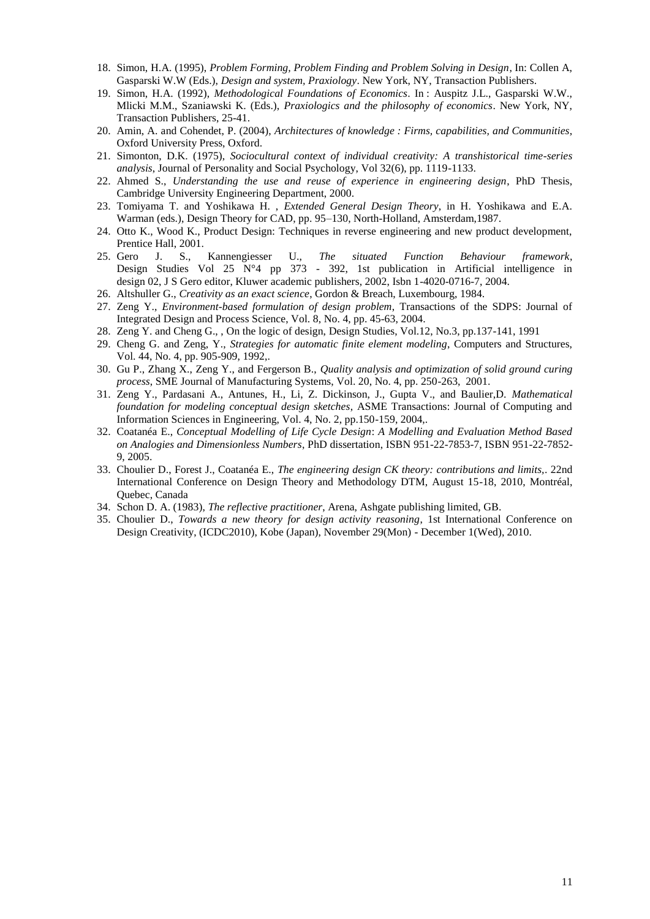18. Simon, H.A. (1995), *Problem Forming, Problem Finding and Problem Solving in Design*, In: Collen A, Gasparski W.W (Eds.), *Design and system, Praxiology*. New York, NY, Transaction Publishers.
19. Simon, H.A. (1992), *Methodological Foundations of Economics*. In : Auspitz J.L., Gasparski W.W., Mlicki M.M., Szaniawski K. (Eds.), *Praxiologics and the philosophy of economics*. New York, NY, Transaction Publishers, 25-41.
20. Amin, A. and Cohendet, P. (2004), *Architectures of knowledge : Firms, capabilities, and Communities*, Oxford University Press, Oxford.
21. Simonton, D.K. (1975), *Sociocultural context of individual creativity: A transhistorical time-series analysis*, Journal of Personality and Social Psychology, Vol 32(6), pp. 1119-1133.
22. Ahmed S., *Understanding the use and reuse of experience in engineering design*, PhD Thesis, Cambridge University Engineering Department, 2000.
23. Tomiyama T. and Yoshikawa H. , *Extended General Design Theory*, in H. Yoshikawa and E.A. Warman (eds.), Design Theory for CAD, pp. 95–130, North-Holland, Amsterdam,1987.
24. Otto K., Wood K., Product Design: Techniques in reverse engineering and new product development, Prentice Hall, 2001.
25. Gero J. S., Kannengiesser U., *The situated Function Behaviour framework*, Design Studies Vol 25 N°4 pp 373 - 392, 1st publication in Artificial intelligence in design 02, J S Gero editor, Kluwer academic publishers, 2002, Isbn 1-4020-0716-7, 2004.
26. Altshuller G., *Creativity as an exact science*, Gordon & Breach, Luxembourg, 1984.
27. Zeng Y., *Environment-based formulation of design problem*, Transactions of the SDPS: Journal of Integrated Design and Process Science, Vol. 8, No. 4, pp. 45-63, 2004.
28. Zeng Y. and Cheng G., , On the logic of design, Design Studies, Vol.12, No.3, pp.137-141, 1991
29. Cheng G. and Zeng, Y., *Strategies for automatic finite element modeling*, Computers and Structures, Vol. 44, No. 4, pp. 905-909, 1992,.
30. Gu P., Zhang X., Zeng Y., and Fergerson B., *Quality analysis and optimization of solid ground curing process*, SME Journal of Manufacturing Systems, Vol. 20, No. 4, pp. 250-263, 2001.
31. Zeng Y., Pardasani A., Antunes, H., Li, Z. Dickinson, J., Gupta V., and Baulier,D. *Mathematical foundation for modeling conceptual design sketches*, ASME Transactions: Journal of Computing and Information Sciences in Engineering, Vol. 4, No. 2, pp.150-159, 2004,.
32. Coatanéa E., *Conceptual Modelling of Life Cycle Design*: *A Modelling and Evaluation Method Based on Analogies and Dimensionless Numbers*, PhD dissertation, ISBN 951-22-7853-7, ISBN 951-22-7852-9, 2005.
33. Choulier D., Forest J., Coatanéa E., *The engineering design CK theory: contributions and limits*,. 22nd International Conference on Design Theory and Methodology DTM, August 15-18, 2010, Montréal, Quebec, Canada
34. Schon D. A. (1983), *The reflective practitioner*, Arena, Ashgate publishing limited, GB.
35. Choulier D., *Towards a new theory for design activity reasoning*, 1st International Conference on Design Creativity, (ICDC2010), Kobe (Japan), November 29(Mon) - December 1(Wed), 2010.